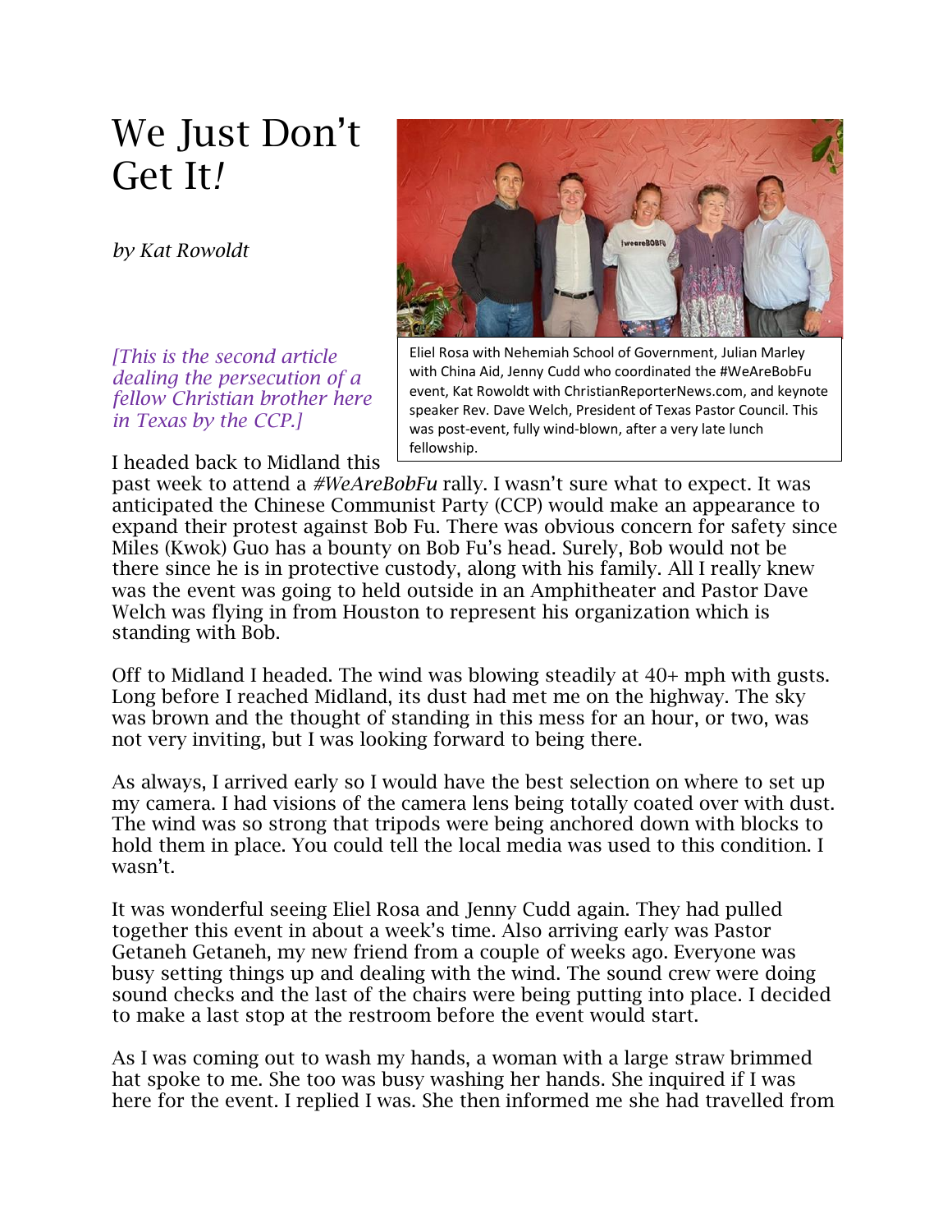# We Just Don't Get It!

*by Kat Rowoldt*

Eliel Rosa with Nehemiah School of Government, Julian Marley with China Aid, Jenny Cudd who coordinated the #WeAreBobFu event, Kat Rowoldt with ChristianReporterNews.com, and keynote speaker Rev. Dave Welch, President of Texas Pastor Council. This was post-event, fully wind-blown, after a very late lunch fellowship.

*[This is the second article dealing the persecution of a fellow Christian brother here in Texas by the CCP.]*

I headed back to Midland this past week to attend a *#WeAreBobFu* rally. I wasn't sure what to expect. It was anticipated the Chinese Communist Party (CCP) would make an appearance to expand their protest against Bob Fu. There was obvious concern for safety since Miles (Kwok) Guo has a bounty on Bob Fu's head. Surely, Bob would not be there since he is in protective custody, along with his family. All I really knew was the event was going to held outside in an Amphitheater and Pastor Dave Welch was flying in from Houston to represent his organization which is standing with Bob.

Off to Midland I headed. The wind was blowing steadily at 40+ mph with gusts. Long before I reached Midland, its dust had met me on the highway. The sky was brown and the thought of standing in this mess for an hour, or two, was not very inviting, but I was looking forward to being there.

As always, I arrived early so I would have the best selection on where to set up my camera. I had visions of the camera lens being totally coated over with dust. The wind was so strong that tripods were being anchored down with blocks to hold them in place. You could tell the local media was used to this condition. I wasn't.

It was wonderful seeing Eliel Rosa and Jenny Cudd again. They had pulled together this event in about a week's time. Also arriving early was Pastor Getaneh Getaneh, my new friend from a couple of weeks ago. Everyone was busy setting things up and dealing with the wind. The sound crew were doing sound checks and the last of the chairs were being putting into place. I decided to make a last stop at the restroom before the event would start.

As I was coming out to wash my hands, a woman with a large straw brimmed hat spoke to me. She too was busy washing her hands. She inquired if I was here for the event. I replied I was. She then informed me she had travelled from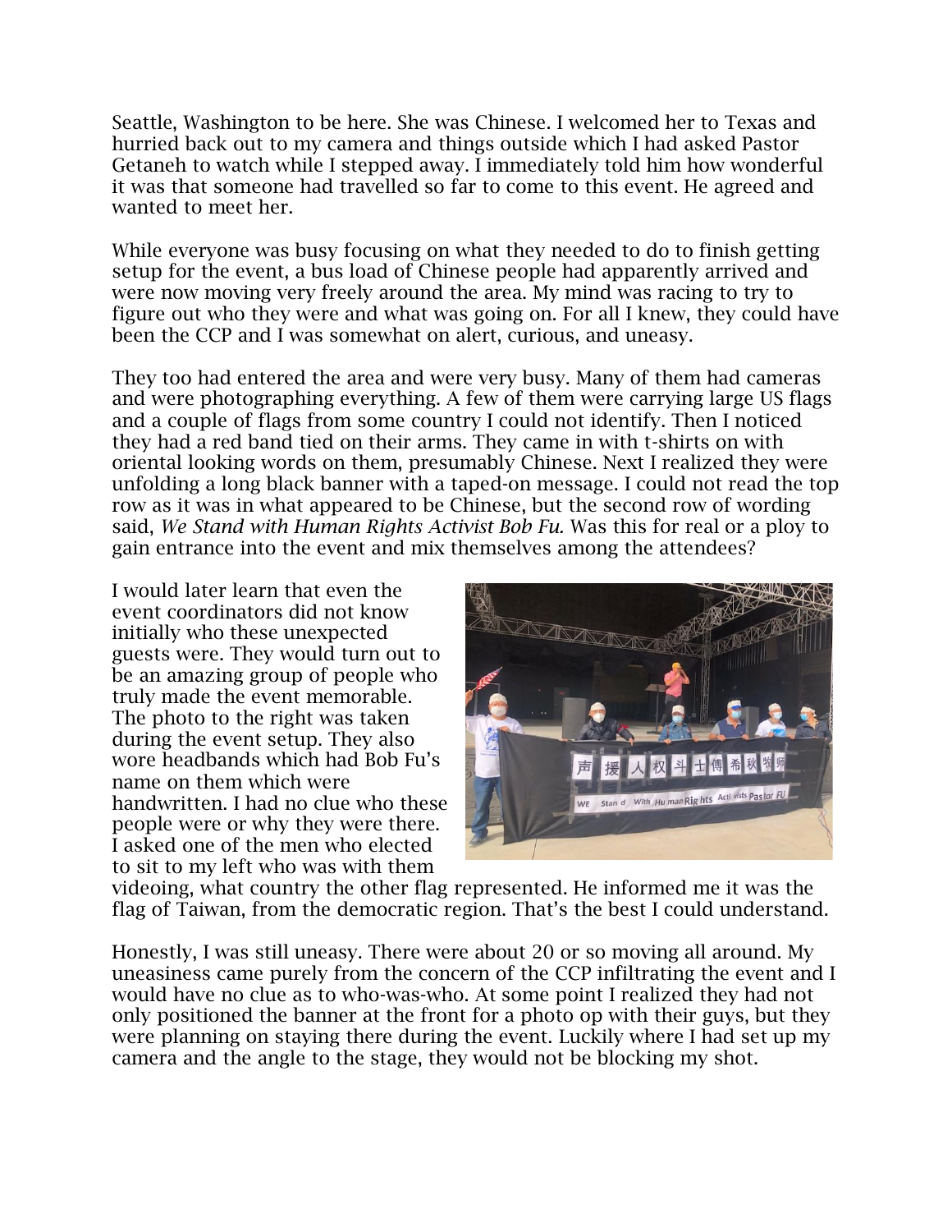Seattle, Washington to be here. She was Chinese. I welcomed her to Texas and hurried back out to my camera and things outside which I had asked Pastor Getaneh to watch while I stepped away. I immediately told him how wonderful it was that someone had travelled so far to come to this event. He agreed and wanted to meet her.

While everyone was busy focusing on what they needed to do to finish getting setup for the event, a bus load of Chinese people had apparently arrived and were now moving very freely around the area. My mind was racing to try to figure out who they were and what was going on. For all I knew, they could have been the CCP and I was somewhat on alert, curious, and uneasy.

They too had entered the area and were very busy. Many of them had cameras and were photographing everything. A few of them were carrying large US flags and a couple of flags from some country I could not identify. Then I noticed they had a red band tied on their arms. They came in with t-shirts on with oriental looking words on them, presumably Chinese. Next I realized they were unfolding a long black banner with a taped-on message. I could not read the top row as it was in what appeared to be Chinese, but the second row of wording said, *We Stand with Human Rights Activist Bob Fu.* Was this for real or a ploy to gain entrance into the event and mix themselves among the attendees?

I would later learn that even the event coordinators did not know initially who these unexpected guests were. They would turn out to be an amazing group of people who truly made the event memorable. The photo to the right was taken during the event setup. They also wore headbands which had Bob Fu's name on them which were handwritten. I had no clue who these people were or why they were there. I asked one of the men who elected to sit to my left who was with them videoing, what country the other flag represented. He informed me it was the flag of Taiwan, from the democratic region. That's the best I could understand.

Honestly, I was still uneasy. There were about 20 or so moving all around. My uneasiness came purely from the concern of the CCP infiltrating the event and I would have no clue as to who-was-who. At some point I realized they had not only positioned the banner at the front for a photo op with their guys, but they were planning on staying there during the event. Luckily where I had set up my camera and the angle to the stage, they would not be blocking my shot.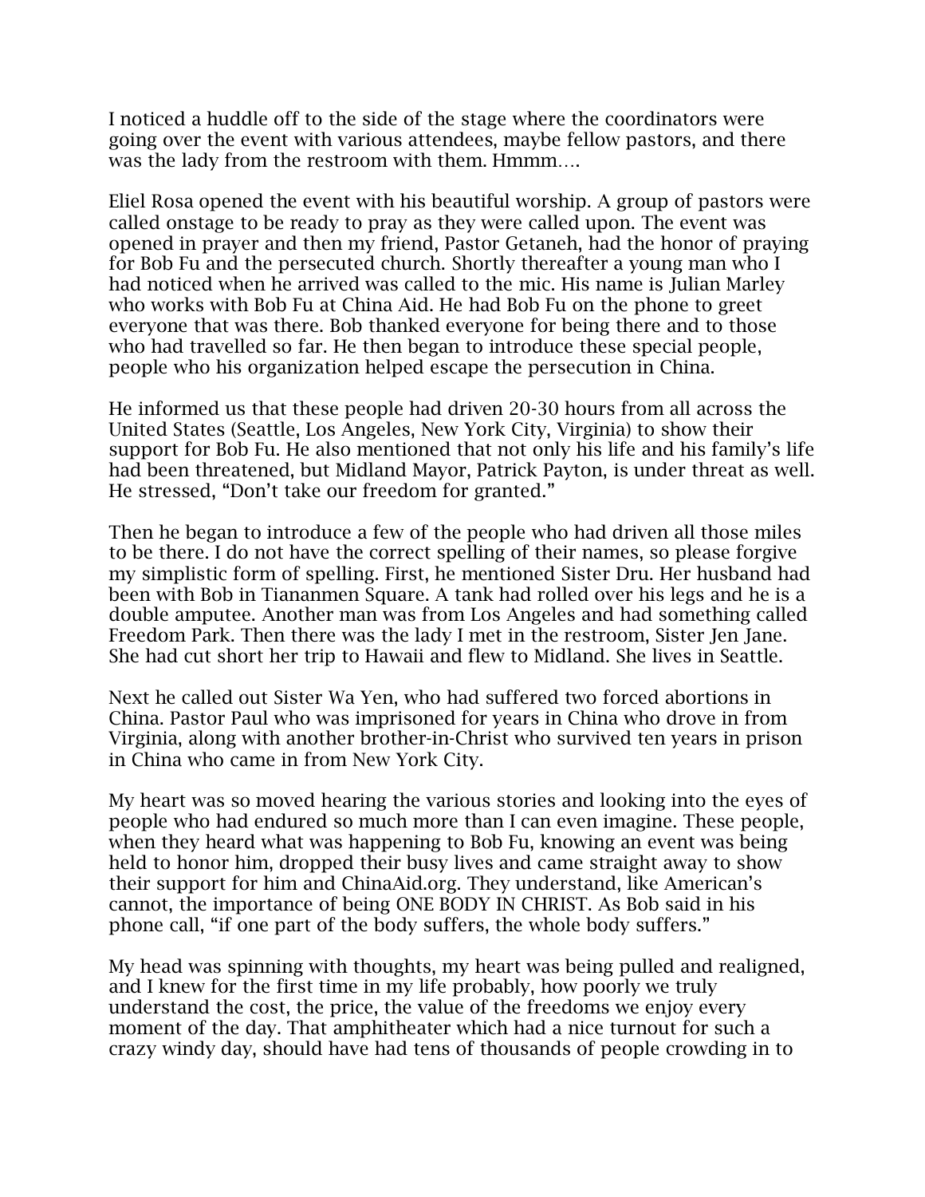I noticed a huddle off to the side of the stage where the coordinators were going over the event with various attendees, maybe fellow pastors, and there was the lady from the restroom with them. Hmmm….

Eliel Rosa opened the event with his beautiful worship. A group of pastors were called onstage to be ready to pray as they were called upon. The event was opened in prayer and then my friend, Pastor Getaneh, had the honor of praying for Bob Fu and the persecuted church. Shortly thereafter a young man who I had noticed when he arrived was called to the mic. His name is Julian Marley who works with Bob Fu at China Aid. He had Bob Fu on the phone to greet everyone that was there. Bob thanked everyone for being there and to those who had travelled so far. He then began to introduce these special people, people who his organization helped escape the persecution in China.

He informed us that these people had driven 20-30 hours from all across the United States (Seattle, Los Angeles, New York City, Virginia) to show their support for Bob Fu. He also mentioned that not only his life and his family's life had been threatened, but Midland Mayor, Patrick Payton, is under threat as well. He stressed, "Don't take our freedom for granted."

Then he began to introduce a few of the people who had driven all those miles to be there. I do not have the correct spelling of their names, so please forgive my simplistic form of spelling. First, he mentioned Sister Dru. Her husband had been with Bob in Tiananmen Square. A tank had rolled over his legs and he is a double amputee. Another man was from Los Angeles and had something called Freedom Park. Then there was the lady I met in the restroom, Sister Jen Jane. She had cut short her trip to Hawaii and flew to Midland. She lives in Seattle.

Next he called out Sister Wa Yen, who had suffered two forced abortions in China. Pastor Paul who was imprisoned for years in China who drove in from Virginia, along with another brother-in-Christ who survived ten years in prison in China who came in from New York City.

My heart was so moved hearing the various stories and looking into the eyes of people who had endured so much more than I can even imagine. These people, when they heard what was happening to Bob Fu, knowing an event was being held to honor him, dropped their busy lives and came straight away to show their support for him and ChinaAid.org. They understand, like American's cannot, the importance of being ONE BODY IN CHRIST. As Bob said in his phone call, "if one part of the body suffers, the whole body suffers."

My head was spinning with thoughts, my heart was being pulled and realigned, and I knew for the first time in my life probably, how poorly we truly understand the cost, the price, the value of the freedoms we enjoy every moment of the day. That amphitheater which had a nice turnout for such a crazy windy day, should have had tens of thousands of people crowding in to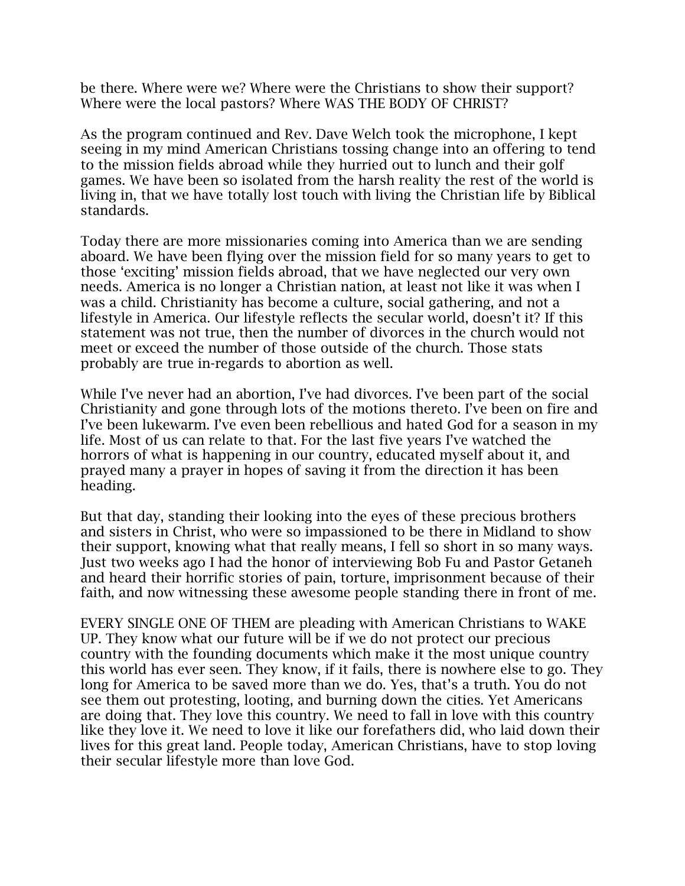be there. Where were we? Where were the Christians to show their support? Where were the local pastors? Where WAS THE BODY OF CHRIST?

As the program continued and Rev. Dave Welch took the microphone, I kept seeing in my mind American Christians tossing change into an offering to tend to the mission fields abroad while they hurried out to lunch and their golf games. We have been so isolated from the harsh reality the rest of the world is living in, that we have totally lost touch with living the Christian life by Biblical standards.

Today there are more missionaries coming into America than we are sending aboard. We have been flying over the mission field for so many years to get to those 'exciting' mission fields abroad, that we have neglected our very own needs. America is no longer a Christian nation, at least not like it was when I was a child. Christianity has become a culture, social gathering, and not a lifestyle in America. Our lifestyle reflects the secular world, doesn't it? If this statement was not true, then the number of divorces in the church would not meet or exceed the number of those outside of the church. Those stats probably are true in-regards to abortion as well.

While I've never had an abortion, I've had divorces. I've been part of the social Christianity and gone through lots of the motions thereto. I've been on fire and I've been lukewarm. I've even been rebellious and hated God for a season in my life. Most of us can relate to that. For the last five years I've watched the horrors of what is happening in our country, educated myself about it, and prayed many a prayer in hopes of saving it from the direction it has been heading.

But that day, standing their looking into the eyes of these precious brothers and sisters in Christ, who were so impassioned to be there in Midland to show their support, knowing what that really means, I fell so short in so many ways. Just two weeks ago I had the honor of interviewing Bob Fu and Pastor Getaneh and heard their horrific stories of pain, torture, imprisonment because of their faith, and now witnessing these awesome people standing there in front of me.

EVERY SINGLE ONE OF THEM are pleading with American Christians to WAKE UP. They know what our future will be if we do not protect our precious country with the founding documents which make it the most unique country this world has ever seen. They know, if it fails, there is nowhere else to go. They long for America to be saved more than we do. Yes, that's a truth. You do not see them out protesting, looting, and burning down the cities. Yet Americans are doing that. They love this country. We need to fall in love with this country like they love it. We need to love it like our forefathers did, who laid down their lives for this great land. People today, American Christians, have to stop loving their secular lifestyle more than love God.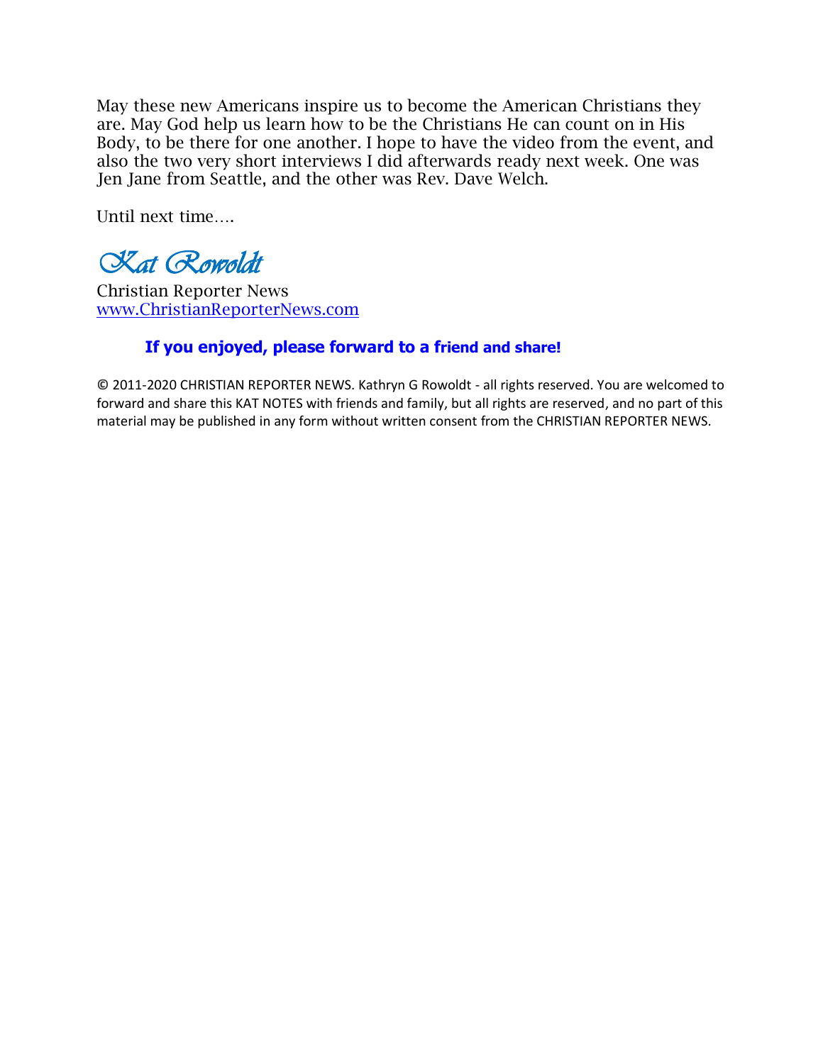May these new Americans inspire us to become the American Christians they are. May God help us learn how to be the Christians He can count on in His Body, to be there for one another. I hope to have the video from the event, and also the two very short interviews I did afterwards ready next week. One was Jen Jane from Seattle, and the other was Rev. Dave Welch.

Until next time….

*Kat Rowoldt*

Christian Reporter News
www.ChristianReporterNews.com

**If you enjoyed, please forward to a friend and share!**

© 2011-2020 CHRISTIAN REPORTER NEWS. Kathryn G Rowoldt - all rights reserved. You are welcomed to forward and share this KAT NOTES with friends and family, but all rights are reserved, and no part of this material may be published in any form without written consent from the CHRISTIAN REPORTER NEWS.